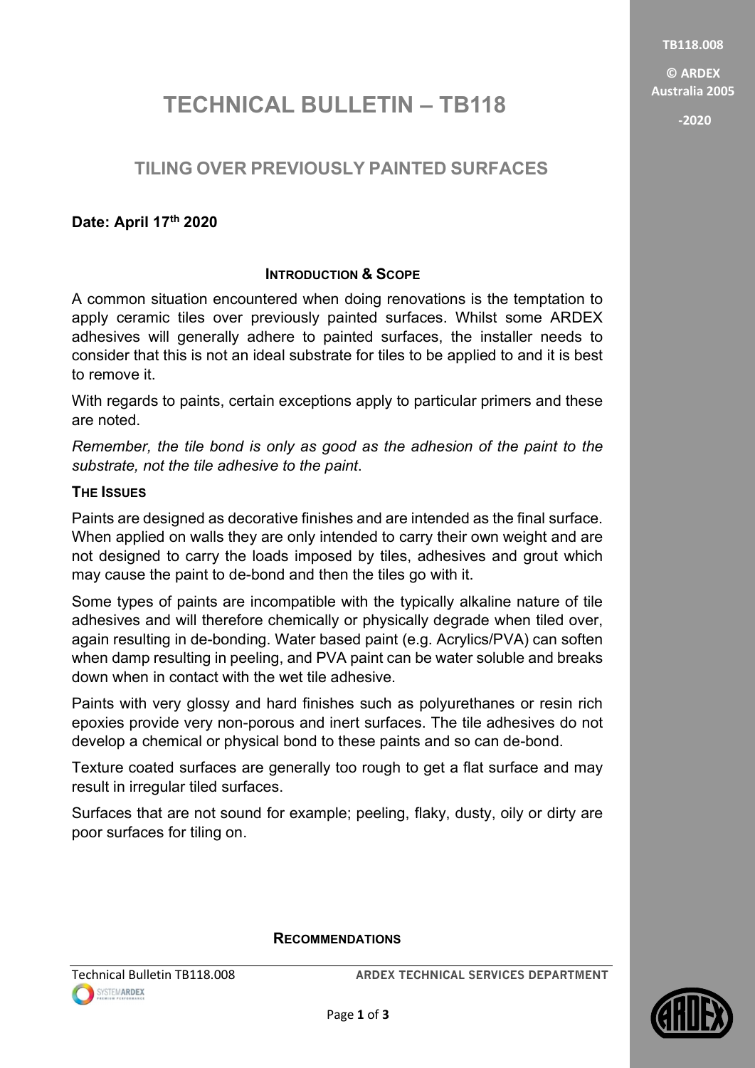# TECHNICAL BULLETIN – TB118

## TILING OVER PREVIOUSLY PAINTED SURFACES

**Date: April 17th 2020**

### INTRODUCTION & SCOPE

A common situation encountered when doing renovations is the temptation to apply ceramic tiles over previously painted surfaces. Whilst some ARDEX adhesives will generally adhere to painted surfaces, the installer needs to consider that this is not an ideal substrate for tiles to be applied to and it is best to remove it.

With regards to paints, certain exceptions apply to particular primers and these are noted.

*Remember, the tile bond is only as good as the adhesion of the paint to the substrate, not the tile adhesive to the paint*.

### THE ISSUES

Paints are designed as decorative finishes and are intended as the final surface. When applied on walls they are only intended to carry their own weight and are not designed to carry the loads imposed by tiles, adhesives and grout which may cause the paint to de-bond and then the tiles go with it.

Some types of paints are incompatible with the typically alkaline nature of tile adhesives and will therefore chemically or physically degrade when tiled over, again resulting in de-bonding. Water based paint (e.g. Acrylics/PVA) can soften when damp resulting in peeling, and PVA paint can be water soluble and breaks down when in contact with the wet tile adhesive.

Paints with very glossy and hard finishes such as polyurethanes or resin rich epoxies provide very non-porous and inert surfaces. The tile adhesives do not develop a chemical or physical bond to these paints and so can de-bond.

Texture coated surfaces are generally too rough to get a flat surface and may result in irregular tiled surfaces.

Surfaces that are not sound for example; peeling, flaky, dusty, oily or dirty are poor surfaces for tiling on.

### RECOMMENDATIONS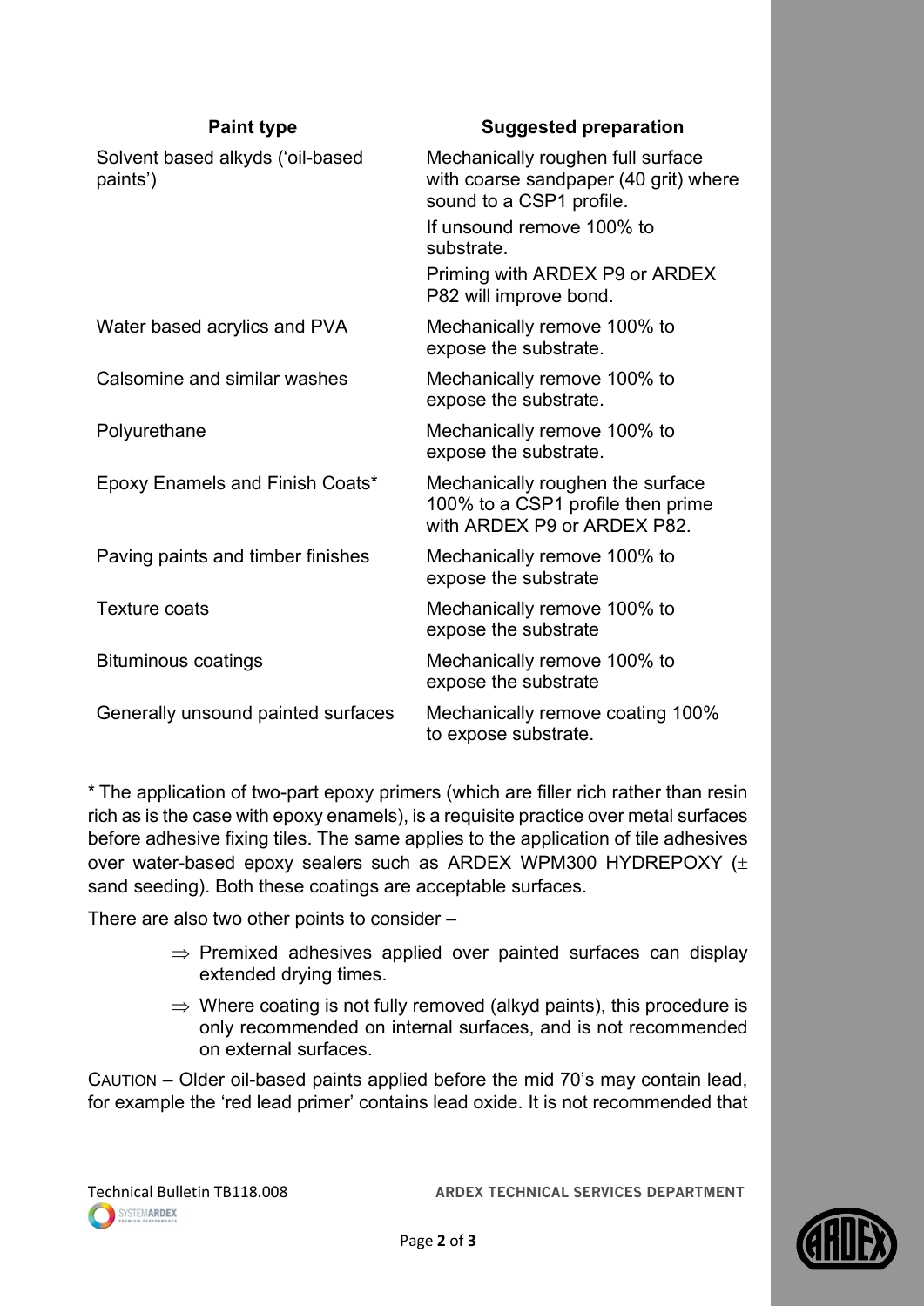| Paint type | Suggested preparation |
|---|---|
| Solvent based alkyds ('oil-based paints') | Mechanically roughen full surface with coarse sandpaper (40 grit) where sound to a CSP1 profile.<br>If unsound remove 100% to substrate.<br>Priming with ARDEX P9 or ARDEX P82 will improve bond. |
| Water based acrylics and PVA | Mechanically remove 100% to expose the substrate. |
| Calsomine and similar washes | Mechanically remove 100% to expose the substrate. |
| Polyurethane | Mechanically remove 100% to expose the substrate. |
| Epoxy Enamels and Finish Coats* | Mechanically roughen the surface 100% to a CSP1 profile then prime with ARDEX P9 or ARDEX P82. |
| Paving paints and timber finishes | Mechanically remove 100% to expose the substrate |
| Texture coats | Mechanically remove 100% to expose the substrate |
| Bituminous coatings | Mechanically remove 100% to expose the substrate |
| Generally unsound painted surfaces | Mechanically remove coating 100% to expose substrate. |

* The application of two-part epoxy primers (which are filler rich rather than resin rich as is the case with epoxy enamels), is a requisite practice over metal surfaces before adhesive fixing tiles. The same applies to the application of tile adhesives over water-based epoxy sealers such as ARDEX WPM300 HYDREPOXY (± sand seeding). Both these coatings are acceptable surfaces.

There are also two other points to consider –

- ⇒ Premixed adhesives applied over painted surfaces can display extended drying times.
- ⇒ Where coating is not fully removed (alkyd paints), this procedure is only recommended on internal surfaces, and is not recommended on external surfaces.

CAUTION – Older oil-based paints applied before the mid 70's may contain lead, for example the 'red lead primer' contains lead oxide. It is not recommended that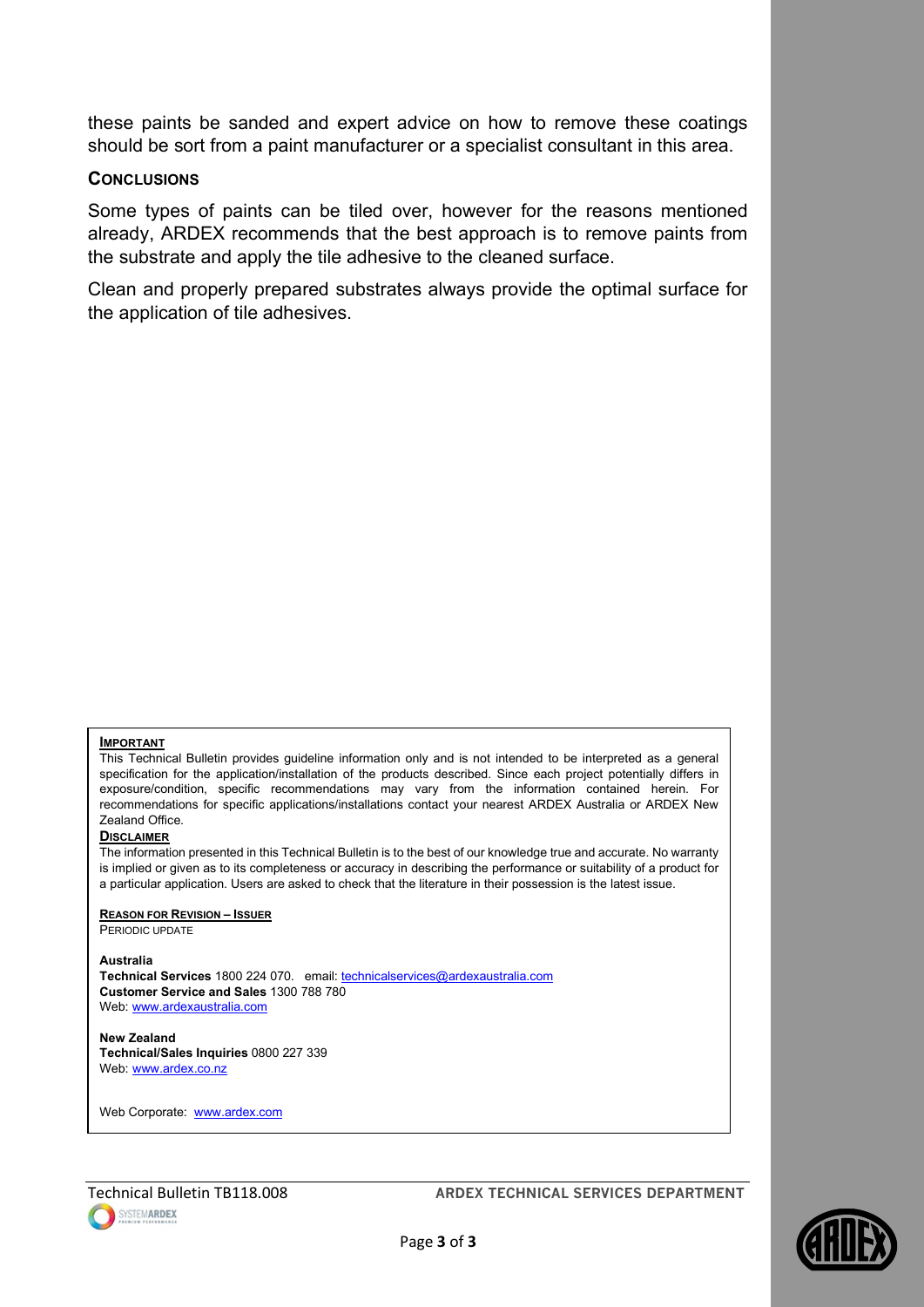these paints be sanded and expert advice on how to remove these coatings should be sort from a paint manufacturer or a specialist consultant in this area.

## Conclusions

Some types of paints can be tiled over, however for the reasons mentioned already, ARDEX recommends that the best approach is to remove paints from the substrate and apply the tile adhesive to the cleaned surface.

Clean and properly prepared substrates always provide the optimal surface for the application of tile adhesives.

**IMPORTANT**

This Technical Bulletin provides guideline information only and is not intended to be interpreted as a general specification for the application/installation of the products described. Since each project potentially differs in exposure/condition, specific recommendations may vary from the information contained herein. For recommendations for specific applications/installations contact your nearest ARDEX Australia or ARDEX New Zealand Office.

**DISCLAIMER**

The information presented in this Technical Bulletin is to the best of our knowledge true and accurate. No warranty is implied or given as to its completeness or accuracy in describing the performance or suitability of a product for a particular application. Users are asked to check that the literature in their possession is the latest issue.

**REASON FOR REVISION – ISSUER**

PERIODIC UPDATE

**Australia**
**Technical Services** 1800 224 070. email: technicalservices@ardexaustralia.com
**Customer Service and Sales** 1300 788 780
Web: www.ardexaustralia.com

**New Zealand**
**Technical/Sales Inquiries** 0800 227 339
Web: www.ardex.co.nz

Web Corporate: www.ardex.com

Technical Bulletin TB118.008 ARDEX TECHNICAL SERVICES DEPARTMENT